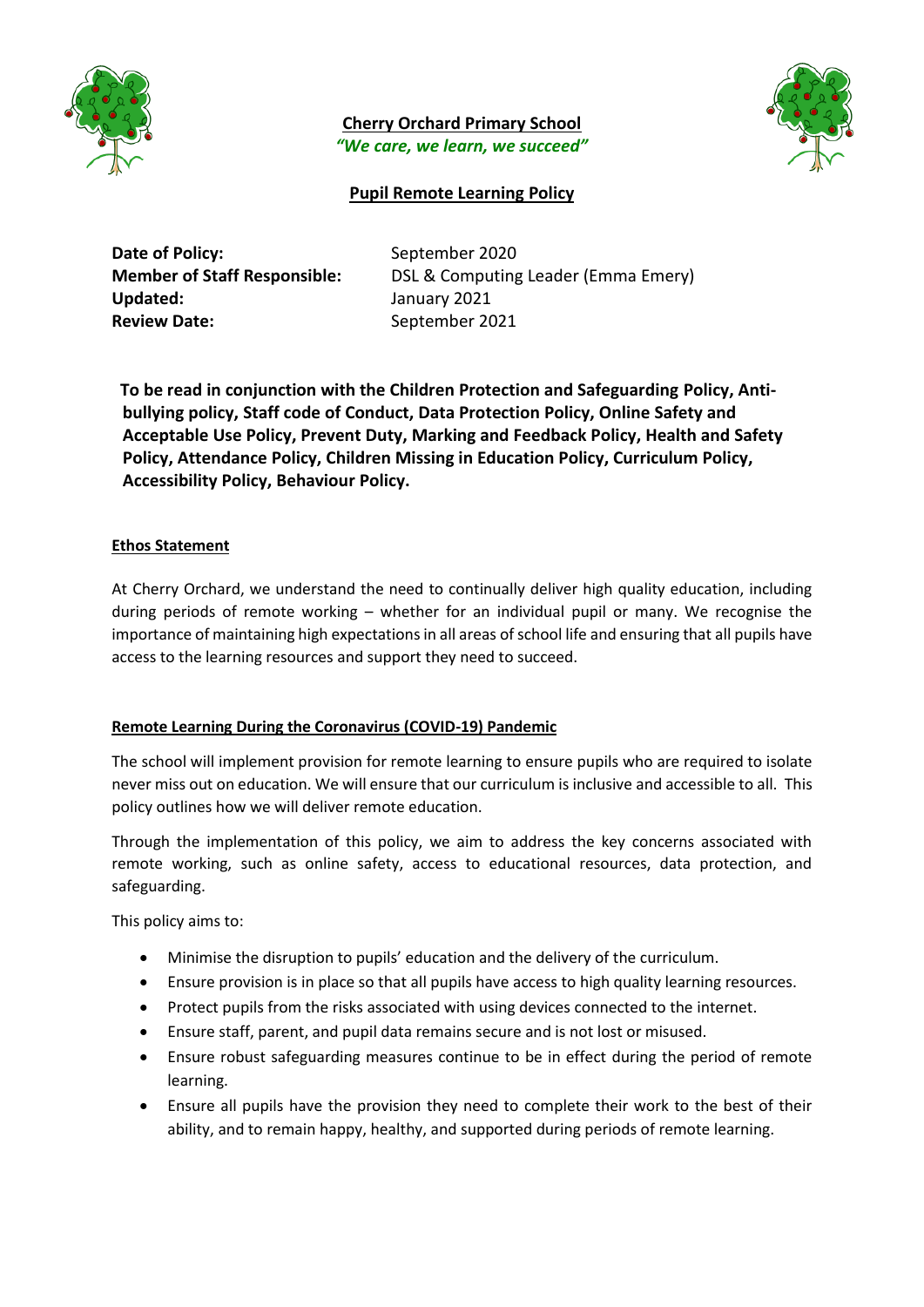**Cherry Orchard Primary School**

***"We care, we learn, we succeed"***

# Pupil Remote Learning Policy

**Date of Policy:** September 2020
**Member of Staff Responsible:** DSL & Computing Leader (Emma Emery)
**Updated:** January 2021
**Review Date:** September 2021

**To be read in conjunction with the Children Protection and Safeguarding Policy, Anti-bullying policy, Staff code of Conduct, Data Protection Policy, Online Safety and Acceptable Use Policy, Prevent Duty, Marking and Feedback Policy, Health and Safety Policy, Attendance Policy, Children Missing in Education Policy, Curriculum Policy, Accessibility Policy, Behaviour Policy.**

## Ethos Statement

At Cherry Orchard, we understand the need to continually deliver high quality education, including during periods of remote working – whether for an individual pupil or many. We recognise the importance of maintaining high expectations in all areas of school life and ensuring that all pupils have access to the learning resources and support they need to succeed.

## Remote Learning During the Coronavirus (COVID-19) Pandemic

The school will implement provision for remote learning to ensure pupils who are required to isolate never miss out on education. We will ensure that our curriculum is inclusive and accessible to all. This policy outlines how we will deliver remote education.

Through the implementation of this policy, we aim to address the key concerns associated with remote working, such as online safety, access to educational resources, data protection, and safeguarding.

This policy aims to:

- Minimise the disruption to pupils' education and the delivery of the curriculum.
- Ensure provision is in place so that all pupils have access to high quality learning resources.
- Protect pupils from the risks associated with using devices connected to the internet.
- Ensure staff, parent, and pupil data remains secure and is not lost or misused.
- Ensure robust safeguarding measures continue to be in effect during the period of remote learning.
- Ensure all pupils have the provision they need to complete their work to the best of their ability, and to remain happy, healthy, and supported during periods of remote learning.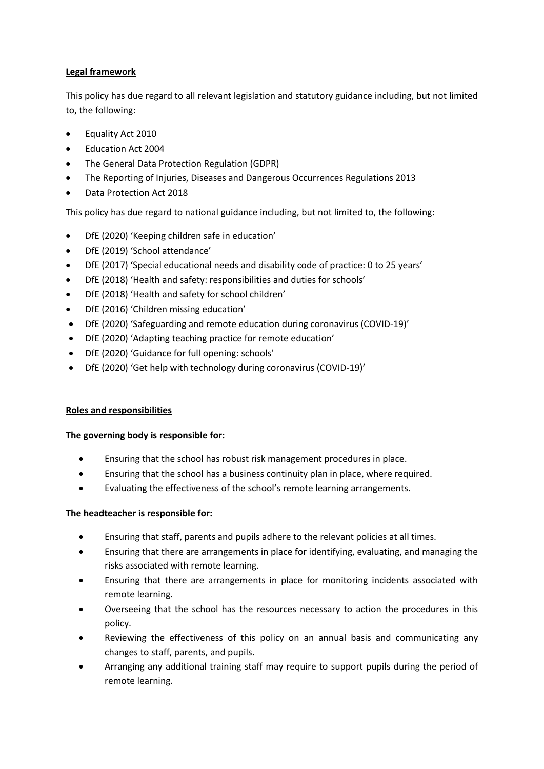## Legal framework

This policy has due regard to all relevant legislation and statutory guidance including, but not limited to, the following:

- Equality Act 2010
- Education Act 2004
- The General Data Protection Regulation (GDPR)
- The Reporting of Injuries, Diseases and Dangerous Occurrences Regulations 2013
- Data Protection Act 2018

This policy has due regard to national guidance including, but not limited to, the following:

- DfE (2020) 'Keeping children safe in education'
- DfE (2019) 'School attendance'
- DfE (2017) 'Special educational needs and disability code of practice: 0 to 25 years'
- DfE (2018) 'Health and safety: responsibilities and duties for schools'
- DfE (2018) 'Health and safety for school children'
- DfE (2016) 'Children missing education'
- DfE (2020) 'Safeguarding and remote education during coronavirus (COVID-19)'
- DfE (2020) 'Adapting teaching practice for remote education'
- DfE (2020) 'Guidance for full opening: schools'
- DfE (2020) 'Get help with technology during coronavirus (COVID-19)'

## Roles and responsibilities

**The governing body is responsible for:**

- Ensuring that the school has robust risk management procedures in place.
- Ensuring that the school has a business continuity plan in place, where required.
- Evaluating the effectiveness of the school's remote learning arrangements.

**The headteacher is responsible for:**

- Ensuring that staff, parents and pupils adhere to the relevant policies at all times.
- Ensuring that there are arrangements in place for identifying, evaluating, and managing the risks associated with remote learning.
- Ensuring that there are arrangements in place for monitoring incidents associated with remote learning.
- Overseeing that the school has the resources necessary to action the procedures in this policy.
- Reviewing the effectiveness of this policy on an annual basis and communicating any changes to staff, parents, and pupils.
- Arranging any additional training staff may require to support pupils during the period of remote learning.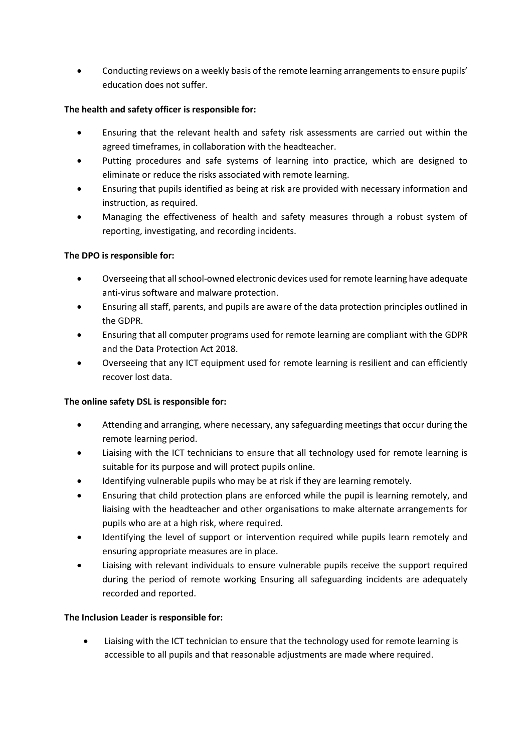- Conducting reviews on a weekly basis of the remote learning arrangements to ensure pupils' education does not suffer.

**The health and safety officer is responsible for:**

- Ensuring that the relevant health and safety risk assessments are carried out within the agreed timeframes, in collaboration with the headteacher.
- Putting procedures and safe systems of learning into practice, which are designed to eliminate or reduce the risks associated with remote learning.
- Ensuring that pupils identified as being at risk are provided with necessary information and instruction, as required.
- Managing the effectiveness of health and safety measures through a robust system of reporting, investigating, and recording incidents.

**The DPO is responsible for:**

- Overseeing that all school-owned electronic devices used for remote learning have adequate anti-virus software and malware protection.
- Ensuring all staff, parents, and pupils are aware of the data protection principles outlined in the GDPR.
- Ensuring that all computer programs used for remote learning are compliant with the GDPR and the Data Protection Act 2018.
- Overseeing that any ICT equipment used for remote learning is resilient and can efficiently recover lost data.

**The online safety DSL is responsible for:**

- Attending and arranging, where necessary, any safeguarding meetings that occur during the remote learning period.
- Liaising with the ICT technicians to ensure that all technology used for remote learning is suitable for its purpose and will protect pupils online.
- Identifying vulnerable pupils who may be at risk if they are learning remotely.
- Ensuring that child protection plans are enforced while the pupil is learning remotely, and liaising with the headteacher and other organisations to make alternate arrangements for pupils who are at a high risk, where required.
- Identifying the level of support or intervention required while pupils learn remotely and ensuring appropriate measures are in place.
- Liaising with relevant individuals to ensure vulnerable pupils receive the support required during the period of remote working Ensuring all safeguarding incidents are adequately recorded and reported.

**The Inclusion Leader is responsible for:**

- Liaising with the ICT technician to ensure that the technology used for remote learning is accessible to all pupils and that reasonable adjustments are made where required.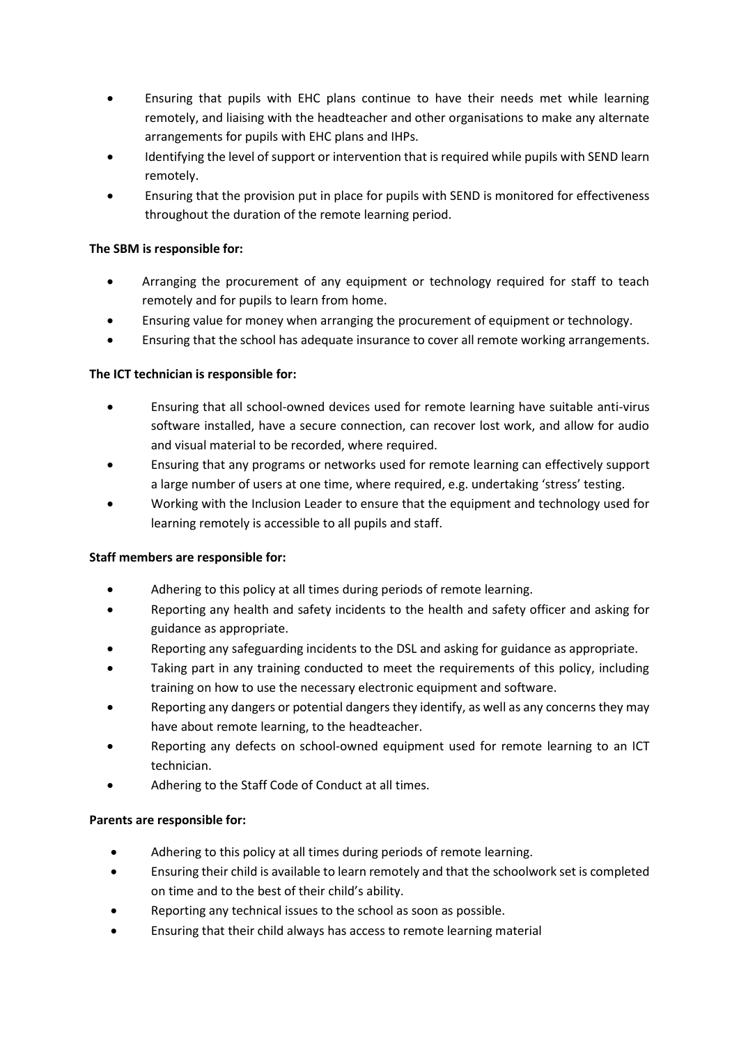- Ensuring that pupils with EHC plans continue to have their needs met while learning remotely, and liaising with the headteacher and other organisations to make any alternate arrangements for pupils with EHC plans and IHPs.
- Identifying the level of support or intervention that is required while pupils with SEND learn remotely.
- Ensuring that the provision put in place for pupils with SEND is monitored for effectiveness throughout the duration of the remote learning period.

**The SBM is responsible for:**

- Arranging the procurement of any equipment or technology required for staff to teach remotely and for pupils to learn from home.
- Ensuring value for money when arranging the procurement of equipment or technology.
- Ensuring that the school has adequate insurance to cover all remote working arrangements.

**The ICT technician is responsible for:**

- Ensuring that all school-owned devices used for remote learning have suitable anti-virus software installed, have a secure connection, can recover lost work, and allow for audio and visual material to be recorded, where required.
- Ensuring that any programs or networks used for remote learning can effectively support a large number of users at one time, where required, e.g. undertaking 'stress' testing.
- Working with the Inclusion Leader to ensure that the equipment and technology used for learning remotely is accessible to all pupils and staff.

**Staff members are responsible for:**

- Adhering to this policy at all times during periods of remote learning.
- Reporting any health and safety incidents to the health and safety officer and asking for guidance as appropriate.
- Reporting any safeguarding incidents to the DSL and asking for guidance as appropriate.
- Taking part in any training conducted to meet the requirements of this policy, including training on how to use the necessary electronic equipment and software.
- Reporting any dangers or potential dangers they identify, as well as any concerns they may have about remote learning, to the headteacher.
- Reporting any defects on school-owned equipment used for remote learning to an ICT technician.
- Adhering to the Staff Code of Conduct at all times.

**Parents are responsible for:**

- Adhering to this policy at all times during periods of remote learning.
- Ensuring their child is available to learn remotely and that the schoolwork set is completed on time and to the best of their child's ability.
- Reporting any technical issues to the school as soon as possible.
- Ensuring that their child always has access to remote learning material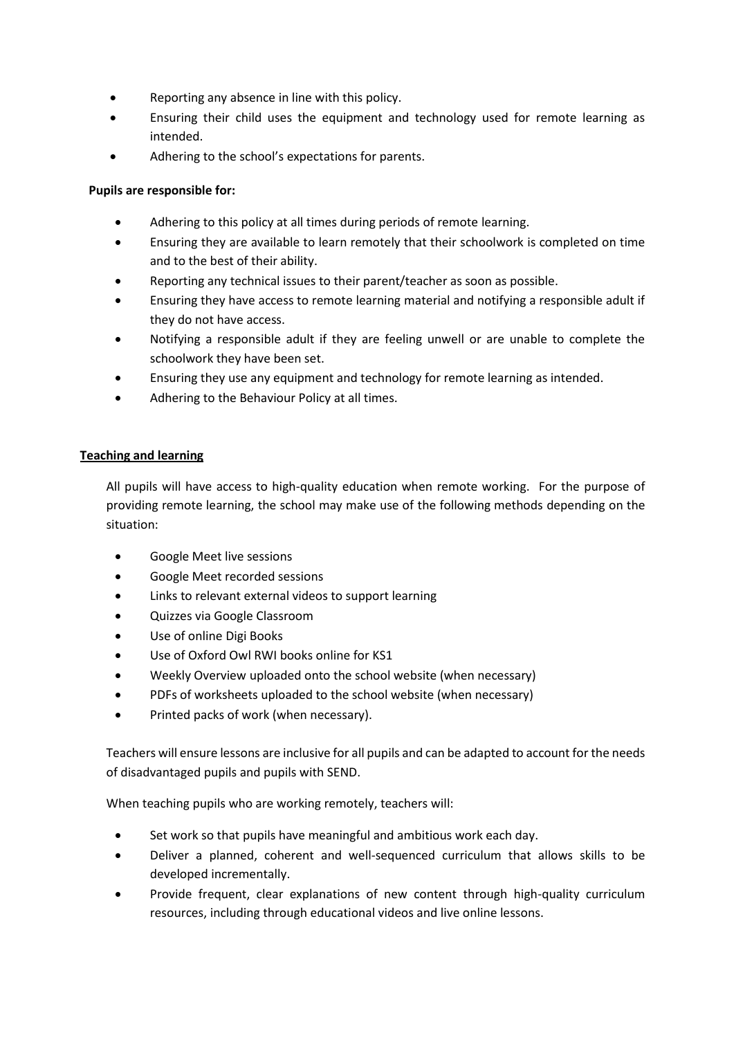- Reporting any absence in line with this policy.
- Ensuring their child uses the equipment and technology used for remote learning as intended.
- Adhering to the school's expectations for parents.

**Pupils are responsible for:**

- Adhering to this policy at all times during periods of remote learning.
- Ensuring they are available to learn remotely that their schoolwork is completed on time and to the best of their ability.
- Reporting any technical issues to their parent/teacher as soon as possible.
- Ensuring they have access to remote learning material and notifying a responsible adult if they do not have access.
- Notifying a responsible adult if they are feeling unwell or are unable to complete the schoolwork they have been set.
- Ensuring they use any equipment and technology for remote learning as intended.
- Adhering to the Behaviour Policy at all times.

## Teaching and learning

All pupils will have access to high-quality education when remote working. For the purpose of providing remote learning, the school may make use of the following methods depending on the situation:

- Google Meet live sessions
- Google Meet recorded sessions
- Links to relevant external videos to support learning
- Quizzes via Google Classroom
- Use of online Digi Books
- Use of Oxford Owl RWI books online for KS1
- Weekly Overview uploaded onto the school website (when necessary)
- PDFs of worksheets uploaded to the school website (when necessary)
- Printed packs of work (when necessary).

Teachers will ensure lessons are inclusive for all pupils and can be adapted to account for the needs of disadvantaged pupils and pupils with SEND.

When teaching pupils who are working remotely, teachers will:

- Set work so that pupils have meaningful and ambitious work each day.
- Deliver a planned, coherent and well-sequenced curriculum that allows skills to be developed incrementally.
- Provide frequent, clear explanations of new content through high-quality curriculum resources, including through educational videos and live online lessons.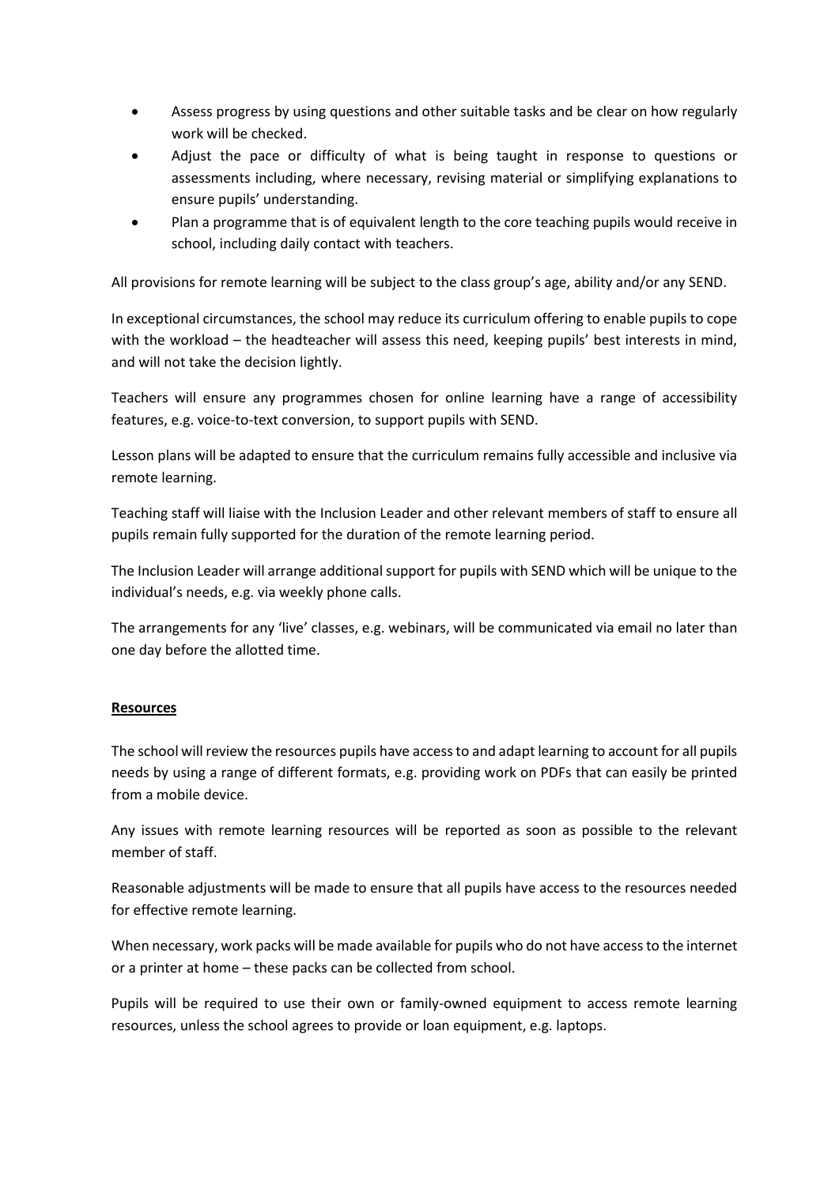- Assess progress by using questions and other suitable tasks and be clear on how regularly work will be checked.
- Adjust the pace or difficulty of what is being taught in response to questions or assessments including, where necessary, revising material or simplifying explanations to ensure pupils' understanding.
- Plan a programme that is of equivalent length to the core teaching pupils would receive in school, including daily contact with teachers.

All provisions for remote learning will be subject to the class group's age, ability and/or any SEND.

In exceptional circumstances, the school may reduce its curriculum offering to enable pupils to cope with the workload – the headteacher will assess this need, keeping pupils' best interests in mind, and will not take the decision lightly.

Teachers will ensure any programmes chosen for online learning have a range of accessibility features, e.g. voice-to-text conversion, to support pupils with SEND.

Lesson plans will be adapted to ensure that the curriculum remains fully accessible and inclusive via remote learning.

Teaching staff will liaise with the Inclusion Leader and other relevant members of staff to ensure all pupils remain fully supported for the duration of the remote learning period.

The Inclusion Leader will arrange additional support for pupils with SEND which will be unique to the individual's needs, e.g. via weekly phone calls.

The arrangements for any 'live' classes, e.g. webinars, will be communicated via email no later than one day before the allotted time.

**Resources**

The school will review the resources pupils have access to and adapt learning to account for all pupils needs by using a range of different formats, e.g. providing work on PDFs that can easily be printed from a mobile device.

Any issues with remote learning resources will be reported as soon as possible to the relevant member of staff.

Reasonable adjustments will be made to ensure that all pupils have access to the resources needed for effective remote learning.

When necessary, work packs will be made available for pupils who do not have access to the internet or a printer at home – these packs can be collected from school.

Pupils will be required to use their own or family-owned equipment to access remote learning resources, unless the school agrees to provide or loan equipment, e.g. laptops.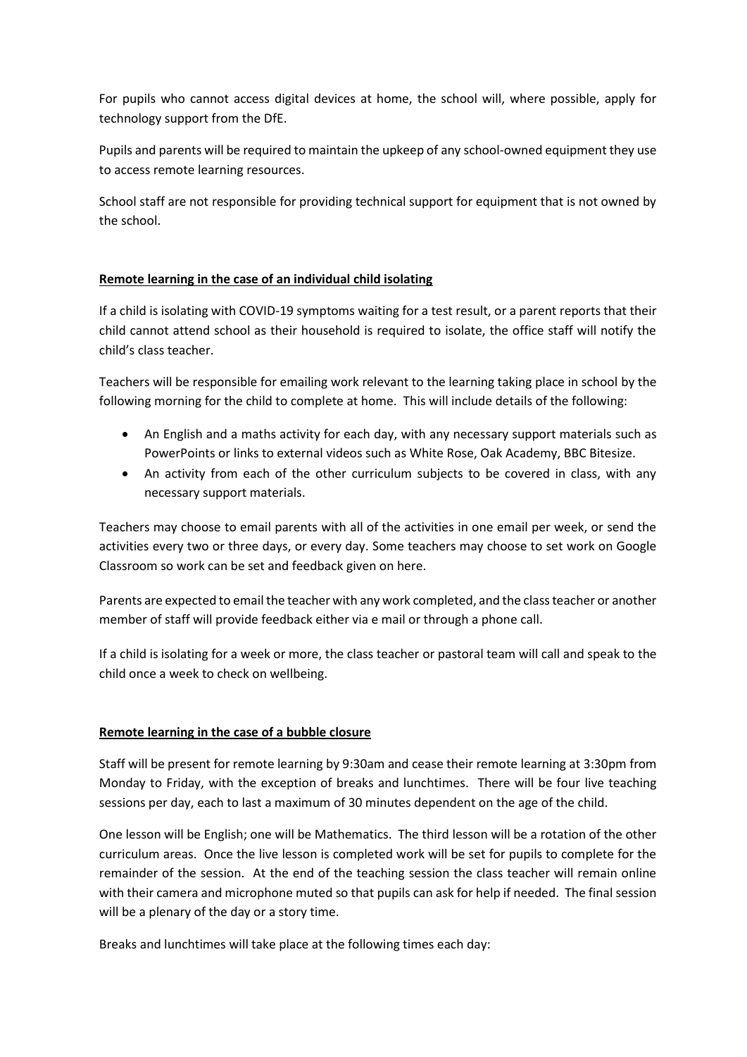For pupils who cannot access digital devices at home, the school will, where possible, apply for technology support from the DfE.

Pupils and parents will be required to maintain the upkeep of any school-owned equipment they use to access remote learning resources.

School staff are not responsible for providing technical support for equipment that is not owned by the school.

**Remote learning in the case of an individual child isolating**

If a child is isolating with COVID-19 symptoms waiting for a test result, or a parent reports that their child cannot attend school as their household is required to isolate, the office staff will notify the child's class teacher.

Teachers will be responsible for emailing work relevant to the learning taking place in school by the following morning for the child to complete at home. This will include details of the following:

- An English and a maths activity for each day, with any necessary support materials such as PowerPoints or links to external videos such as White Rose, Oak Academy, BBC Bitesize.
- An activity from each of the other curriculum subjects to be covered in class, with any necessary support materials.

Teachers may choose to email parents with all of the activities in one email per week, or send the activities every two or three days, or every day. Some teachers may choose to set work on Google Classroom so work can be set and feedback given on here.

Parents are expected to email the teacher with any work completed, and the class teacher or another member of staff will provide feedback either via e mail or through a phone call.

If a child is isolating for a week or more, the class teacher or pastoral team will call and speak to the child once a week to check on wellbeing.

**Remote learning in the case of a bubble closure**

Staff will be present for remote learning by 9:30am and cease their remote learning at 3:30pm from Monday to Friday, with the exception of breaks and lunchtimes. There will be four live teaching sessions per day, each to last a maximum of 30 minutes dependent on the age of the child.

One lesson will be English; one will be Mathematics. The third lesson will be a rotation of the other curriculum areas. Once the live lesson is completed work will be set for pupils to complete for the remainder of the session. At the end of the teaching session the class teacher will remain online with their camera and microphone muted so that pupils can ask for help if needed. The final session will be a plenary of the day or a story time.

Breaks and lunchtimes will take place at the following times each day: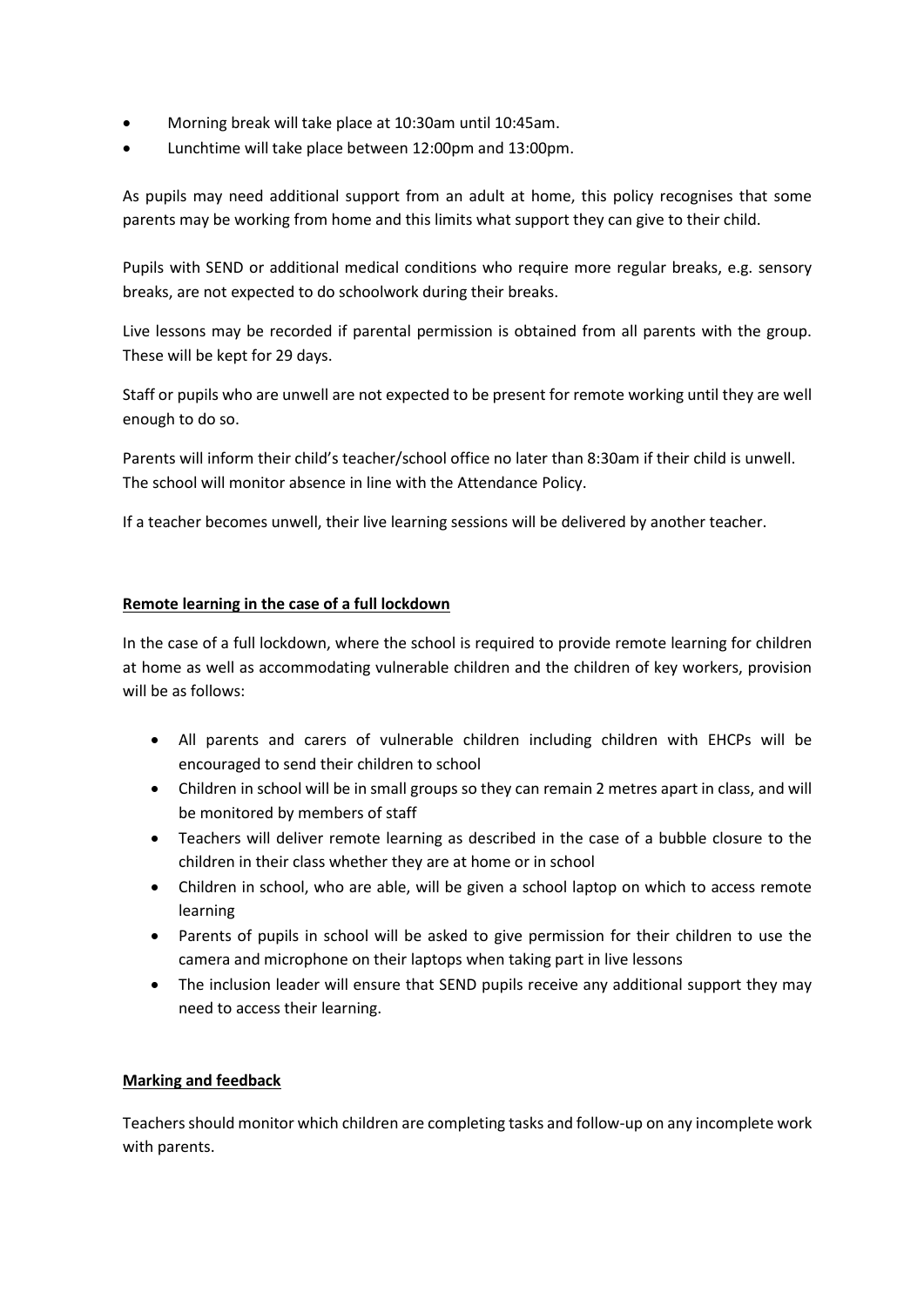- Morning break will take place at 10:30am until 10:45am.
- Lunchtime will take place between 12:00pm and 13:00pm.

As pupils may need additional support from an adult at home, this policy recognises that some parents may be working from home and this limits what support they can give to their child.

Pupils with SEND or additional medical conditions who require more regular breaks, e.g. sensory breaks, are not expected to do schoolwork during their breaks.

Live lessons may be recorded if parental permission is obtained from all parents with the group. These will be kept for 29 days.

Staff or pupils who are unwell are not expected to be present for remote working until they are well enough to do so.

Parents will inform their child's teacher/school office no later than 8:30am if their child is unwell. The school will monitor absence in line with the Attendance Policy.

If a teacher becomes unwell, their live learning sessions will be delivered by another teacher.

## Remote learning in the case of a full lockdown

In the case of a full lockdown, where the school is required to provide remote learning for children at home as well as accommodating vulnerable children and the children of key workers, provision will be as follows:

- All parents and carers of vulnerable children including children with EHCPs will be encouraged to send their children to school
- Children in school will be in small groups so they can remain 2 metres apart in class, and will be monitored by members of staff
- Teachers will deliver remote learning as described in the case of a bubble closure to the children in their class whether they are at home or in school
- Children in school, who are able, will be given a school laptop on which to access remote learning
- Parents of pupils in school will be asked to give permission for their children to use the camera and microphone on their laptops when taking part in live lessons
- The inclusion leader will ensure that SEND pupils receive any additional support they may need to access their learning.

## Marking and feedback

Teachers should monitor which children are completing tasks and follow-up on any incomplete work with parents.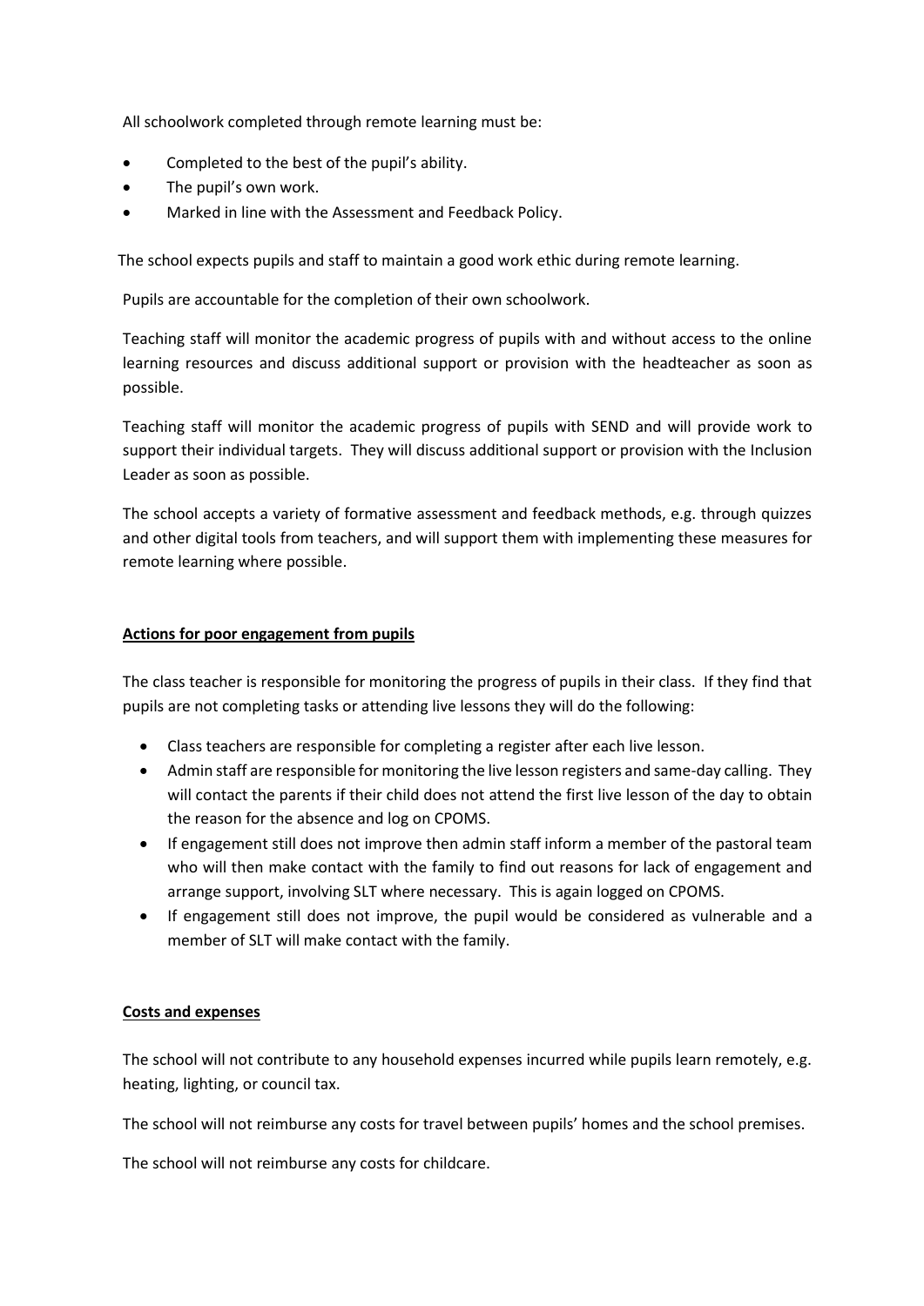All schoolwork completed through remote learning must be:

- Completed to the best of the pupil's ability.
- The pupil's own work.
- Marked in line with the Assessment and Feedback Policy.

The school expects pupils and staff to maintain a good work ethic during remote learning.

Pupils are accountable for the completion of their own schoolwork.

Teaching staff will monitor the academic progress of pupils with and without access to the online learning resources and discuss additional support or provision with the headteacher as soon as possible.

Teaching staff will monitor the academic progress of pupils with SEND and will provide work to support their individual targets. They will discuss additional support or provision with the Inclusion Leader as soon as possible.

The school accepts a variety of formative assessment and feedback methods, e.g. through quizzes and other digital tools from teachers, and will support them with implementing these measures for remote learning where possible.

**Actions for poor engagement from pupils**

The class teacher is responsible for monitoring the progress of pupils in their class. If they find that pupils are not completing tasks or attending live lessons they will do the following:

- Class teachers are responsible for completing a register after each live lesson.
- Admin staff are responsible for monitoring the live lesson registers and same-day calling. They will contact the parents if their child does not attend the first live lesson of the day to obtain the reason for the absence and log on CPOMS.
- If engagement still does not improve then admin staff inform a member of the pastoral team who will then make contact with the family to find out reasons for lack of engagement and arrange support, involving SLT where necessary. This is again logged on CPOMS.
- If engagement still does not improve, the pupil would be considered as vulnerable and a member of SLT will make contact with the family.

**Costs and expenses**

The school will not contribute to any household expenses incurred while pupils learn remotely, e.g. heating, lighting, or council tax.

The school will not reimburse any costs for travel between pupils' homes and the school premises.

The school will not reimburse any costs for childcare.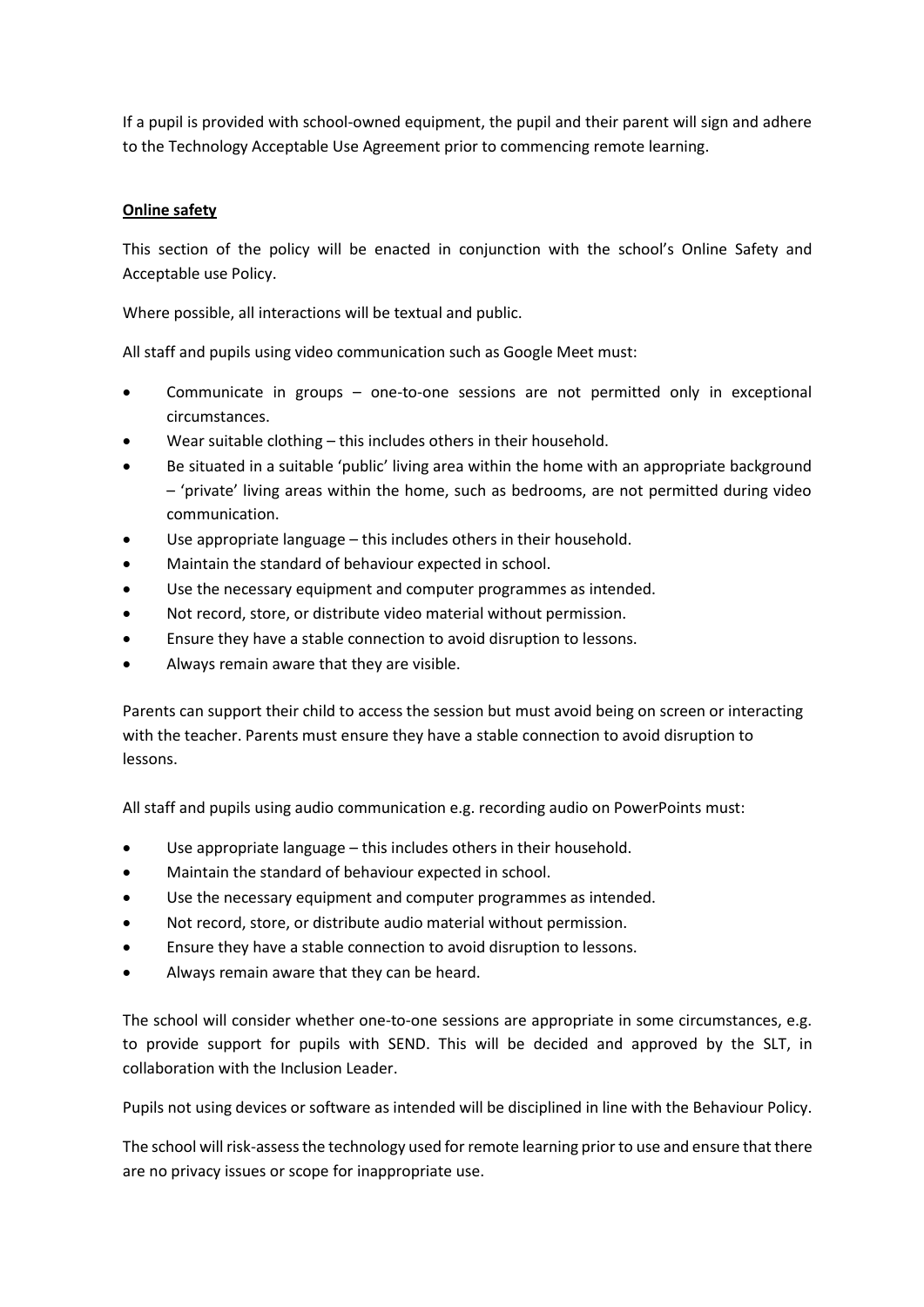If a pupil is provided with school-owned equipment, the pupil and their parent will sign and adhere to the Technology Acceptable Use Agreement prior to commencing remote learning.

**Online safety**

This section of the policy will be enacted in conjunction with the school's Online Safety and Acceptable use Policy.

Where possible, all interactions will be textual and public.

All staff and pupils using video communication such as Google Meet must:

- Communicate in groups – one-to-one sessions are not permitted only in exceptional circumstances.
- Wear suitable clothing – this includes others in their household.
- Be situated in a suitable 'public' living area within the home with an appropriate background – 'private' living areas within the home, such as bedrooms, are not permitted during video communication.
- Use appropriate language – this includes others in their household.
- Maintain the standard of behaviour expected in school.
- Use the necessary equipment and computer programmes as intended.
- Not record, store, or distribute video material without permission.
- Ensure they have a stable connection to avoid disruption to lessons.
- Always remain aware that they are visible.

Parents can support their child to access the session but must avoid being on screen or interacting with the teacher. Parents must ensure they have a stable connection to avoid disruption to lessons.

All staff and pupils using audio communication e.g. recording audio on PowerPoints must:

- Use appropriate language – this includes others in their household.
- Maintain the standard of behaviour expected in school.
- Use the necessary equipment and computer programmes as intended.
- Not record, store, or distribute audio material without permission.
- Ensure they have a stable connection to avoid disruption to lessons.
- Always remain aware that they can be heard.

The school will consider whether one-to-one sessions are appropriate in some circumstances, e.g. to provide support for pupils with SEND. This will be decided and approved by the SLT, in collaboration with the Inclusion Leader.

Pupils not using devices or software as intended will be disciplined in line with the Behaviour Policy.

The school will risk-assess the technology used for remote learning prior to use and ensure that there are no privacy issues or scope for inappropriate use.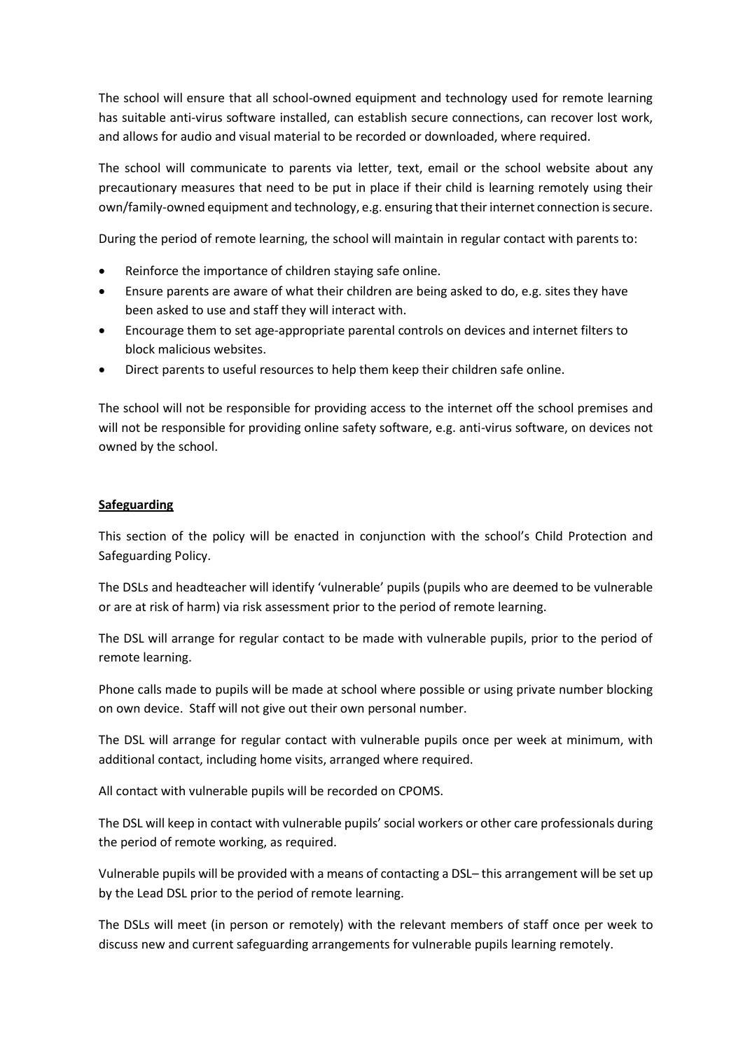The school will ensure that all school-owned equipment and technology used for remote learning has suitable anti-virus software installed, can establish secure connections, can recover lost work, and allows for audio and visual material to be recorded or downloaded, where required.

The school will communicate to parents via letter, text, email or the school website about any precautionary measures that need to be put in place if their child is learning remotely using their own/family-owned equipment and technology, e.g. ensuring that their internet connection is secure.

During the period of remote learning, the school will maintain in regular contact with parents to:

- Reinforce the importance of children staying safe online.
- Ensure parents are aware of what their children are being asked to do, e.g. sites they have been asked to use and staff they will interact with.
- Encourage them to set age-appropriate parental controls on devices and internet filters to block malicious websites.
- Direct parents to useful resources to help them keep their children safe online.

The school will not be responsible for providing access to the internet off the school premises and will not be responsible for providing online safety software, e.g. anti-virus software, on devices not owned by the school.

**Safeguarding**

This section of the policy will be enacted in conjunction with the school's Child Protection and Safeguarding Policy.

The DSLs and headteacher will identify 'vulnerable' pupils (pupils who are deemed to be vulnerable or are at risk of harm) via risk assessment prior to the period of remote learning.

The DSL will arrange for regular contact to be made with vulnerable pupils, prior to the period of remote learning.

Phone calls made to pupils will be made at school where possible or using private number blocking on own device. Staff will not give out their own personal number.

The DSL will arrange for regular contact with vulnerable pupils once per week at minimum, with additional contact, including home visits, arranged where required.

All contact with vulnerable pupils will be recorded on CPOMS.

The DSL will keep in contact with vulnerable pupils' social workers or other care professionals during the period of remote working, as required.

Vulnerable pupils will be provided with a means of contacting a DSL– this arrangement will be set up by the Lead DSL prior to the period of remote learning.

The DSLs will meet (in person or remotely) with the relevant members of staff once per week to discuss new and current safeguarding arrangements for vulnerable pupils learning remotely.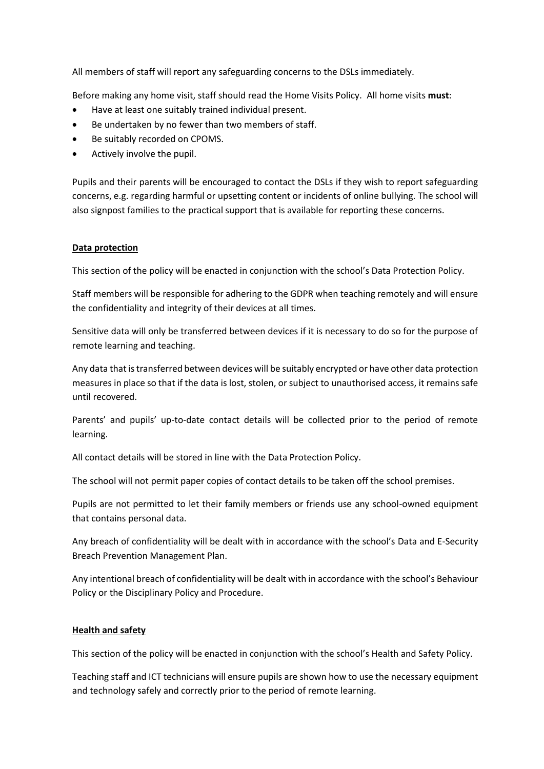All members of staff will report any safeguarding concerns to the DSLs immediately.

Before making any home visit, staff should read the Home Visits Policy. All home visits **must**:

- Have at least one suitably trained individual present.
- Be undertaken by no fewer than two members of staff.
- Be suitably recorded on CPOMS.
- Actively involve the pupil.

Pupils and their parents will be encouraged to contact the DSLs if they wish to report safeguarding concerns, e.g. regarding harmful or upsetting content or incidents of online bullying. The school will also signpost families to the practical support that is available for reporting these concerns.

## Data protection

This section of the policy will be enacted in conjunction with the school's Data Protection Policy.

Staff members will be responsible for adhering to the GDPR when teaching remotely and will ensure the confidentiality and integrity of their devices at all times.

Sensitive data will only be transferred between devices if it is necessary to do so for the purpose of remote learning and teaching.

Any data that is transferred between devices will be suitably encrypted or have other data protection measures in place so that if the data is lost, stolen, or subject to unauthorised access, it remains safe until recovered.

Parents' and pupils' up-to-date contact details will be collected prior to the period of remote learning.

All contact details will be stored in line with the Data Protection Policy.

The school will not permit paper copies of contact details to be taken off the school premises.

Pupils are not permitted to let their family members or friends use any school-owned equipment that contains personal data.

Any breach of confidentiality will be dealt with in accordance with the school's Data and E-Security Breach Prevention Management Plan.

Any intentional breach of confidentiality will be dealt with in accordance with the school's Behaviour Policy or the Disciplinary Policy and Procedure.

## Health and safety

This section of the policy will be enacted in conjunction with the school's Health and Safety Policy.

Teaching staff and ICT technicians will ensure pupils are shown how to use the necessary equipment and technology safely and correctly prior to the period of remote learning.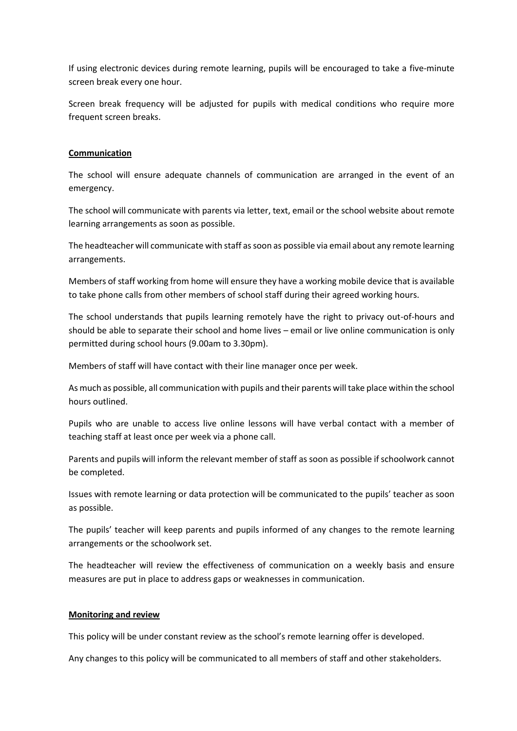If using electronic devices during remote learning, pupils will be encouraged to take a five-minute screen break every one hour.

Screen break frequency will be adjusted for pupils with medical conditions who require more frequent screen breaks.

**Communication**

The school will ensure adequate channels of communication are arranged in the event of an emergency.

The school will communicate with parents via letter, text, email or the school website about remote learning arrangements as soon as possible.

The headteacher will communicate with staff as soon as possible via email about any remote learning arrangements.

Members of staff working from home will ensure they have a working mobile device that is available to take phone calls from other members of school staff during their agreed working hours.

The school understands that pupils learning remotely have the right to privacy out-of-hours and should be able to separate their school and home lives – email or live online communication is only permitted during school hours (9.00am to 3.30pm).

Members of staff will have contact with their line manager once per week.

As much as possible, all communication with pupils and their parents will take place within the school hours outlined.

Pupils who are unable to access live online lessons will have verbal contact with a member of teaching staff at least once per week via a phone call.

Parents and pupils will inform the relevant member of staff as soon as possible if schoolwork cannot be completed.

Issues with remote learning or data protection will be communicated to the pupils' teacher as soon as possible.

The pupils' teacher will keep parents and pupils informed of any changes to the remote learning arrangements or the schoolwork set.

The headteacher will review the effectiveness of communication on a weekly basis and ensure measures are put in place to address gaps or weaknesses in communication.

**Monitoring and review**

This policy will be under constant review as the school's remote learning offer is developed.

Any changes to this policy will be communicated to all members of staff and other stakeholders.